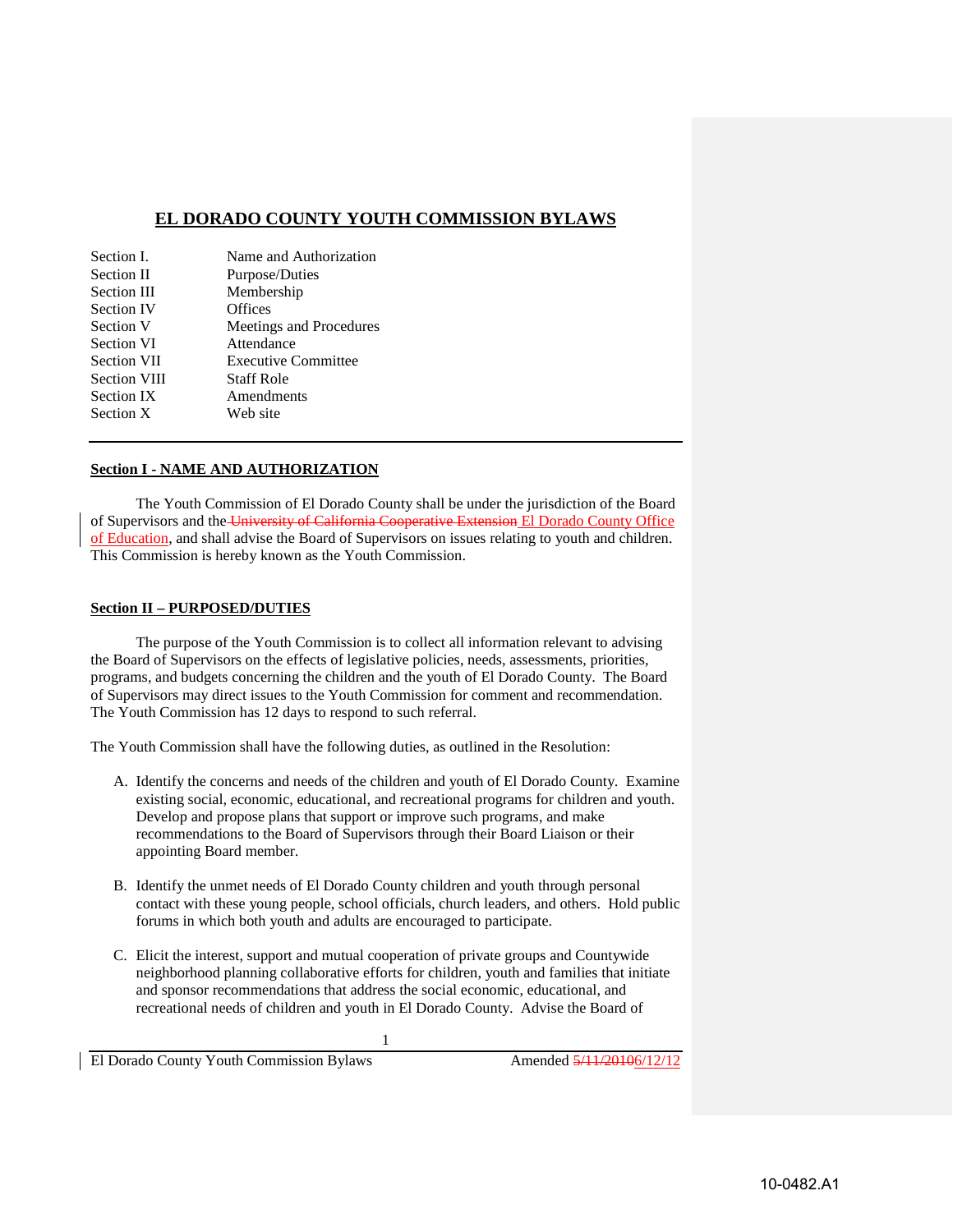# EL DORADO COUNTY YOUTH COMMISSION BYLAWS

| | |
|---|---|
| Section I. | Name and Authorization |
| Section II | Purpose/Duties |
| Section III | Membership |
| Section IV | Offices |
| Section V | Meetings and Procedures |
| Section VI | Attendance |
| Section VII | Executive Committee |
| Section VIII | Staff Role |
| Section IX | Amendments |
| Section X | Web site |

---

## Section I - NAME AND AUTHORIZATION

The Youth Commission of El Dorado County shall be under the jurisdiction of the Board of Supervisors and the ~~University of California Cooperative Extension~~ El Dorado County Office of Education, and shall advise the Board of Supervisors on issues relating to youth and children. This Commission is hereby known as the Youth Commission.

## Section II – PURPOSED/DUTIES

The purpose of the Youth Commission is to collect all information relevant to advising the Board of Supervisors on the effects of legislative policies, needs, assessments, priorities, programs, and budgets concerning the children and the youth of El Dorado County. The Board of Supervisors may direct issues to the Youth Commission for comment and recommendation. The Youth Commission has 12 days to respond to such referral.

The Youth Commission shall have the following duties, as outlined in the Resolution:

A. Identify the concerns and needs of the children and youth of El Dorado County. Examine existing social, economic, educational, and recreational programs for children and youth. Develop and propose plans that support or improve such programs, and make recommendations to the Board of Supervisors through their Board Liaison or their appointing Board member.

B. Identify the unmet needs of El Dorado County children and youth through personal contact with these young people, school officials, church leaders, and others. Hold public forums in which both youth and adults are encouraged to participate.

C. Elicit the interest, support and mutual cooperation of private groups and Countywide neighborhood planning collaborative efforts for children, youth and families that initiate and sponsor recommendations that address the social economic, educational, and recreational needs of children and youth in El Dorado County. Advise the Board of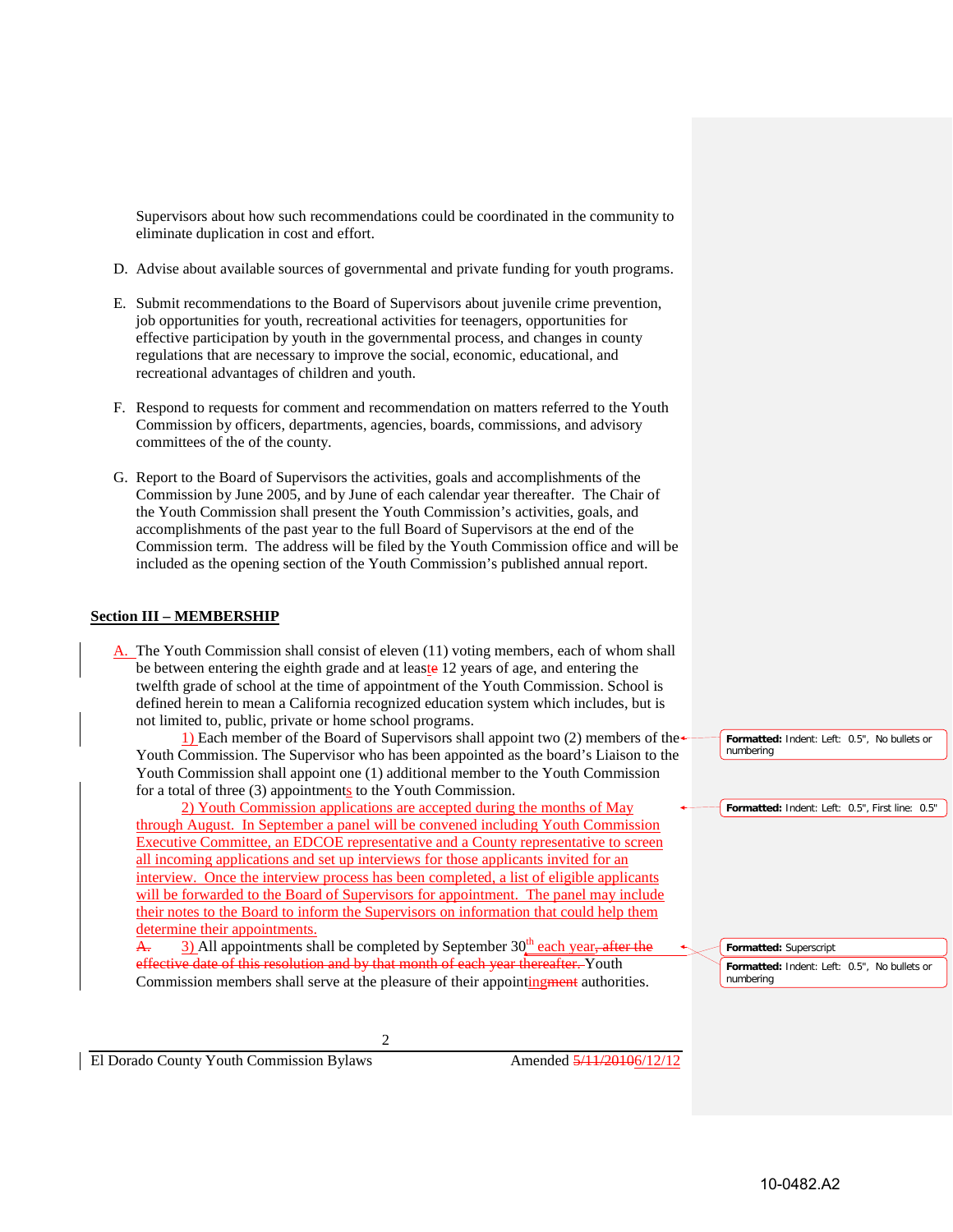Supervisors about how such recommendations could be coordinated in the community to eliminate duplication in cost and effort.

D. Advise about available sources of governmental and private funding for youth programs.

E. Submit recommendations to the Board of Supervisors about juvenile crime prevention, job opportunities for youth, recreational activities for teenagers, opportunities for effective participation by youth in the governmental process, and changes in county regulations that are necessary to improve the social, economic, educational, and recreational advantages of children and youth.

F. Respond to requests for comment and recommendation on matters referred to the Youth Commission by officers, departments, agencies, boards, commissions, and advisory committees of the of the county.

G. Report to the Board of Supervisors the activities, goals and accomplishments of the Commission by June 2005, and by June of each calendar year thereafter. The Chair of the Youth Commission shall present the Youth Commission's activities, goals, and accomplishments of the past year to the full Board of Supervisors at the end of the Commission term. The address will be filed by the Youth Commission office and will be included as the opening section of the Youth Commission's published annual report.

**Section III – MEMBERSHIP**

A. The Youth Commission shall consist of eleven (11) voting members, each of whom shall be between entering the eighth grade and at leaste 12 years of age, and entering the twelfth grade of school at the time of appointment of the Youth Commission. School is defined herein to mean a California recognized education system which includes, but is not limited to, public, private or home school programs.

1) Each member of the Board of Supervisors shall appoint two (2) members of the Youth Commission. The Supervisor who has been appointed as the board's Liaison to the Youth Commission shall appoint one (1) additional member to the Youth Commission for a total of three (3) appointments to the Youth Commission.

2) Youth Commission applications are accepted during the months of May through August. In September a panel will be convened including Youth Commission Executive Committee, an EDCOE representative and a County representative to screen all incoming applications and set up interviews for those applicants invited for an interview. Once the interview process has been completed, a list of eligible applicants will be forwarded to the Board of Supervisors for appointment. The panel may include their notes to the Board to inform the Supervisors on information that could help them determine their appointments.

~~A.~~ 3) All appointments shall be completed by September 30th each year~~, after the effective date of this resolution and by that month of each year thereafter.~~ Youth Commission members shall serve at the pleasure of their appointing~~ment~~ authorities.

El Dorado County Youth Commission Bylaws — Amended ~~5/11/2010~~6/12/12

10-0482.A2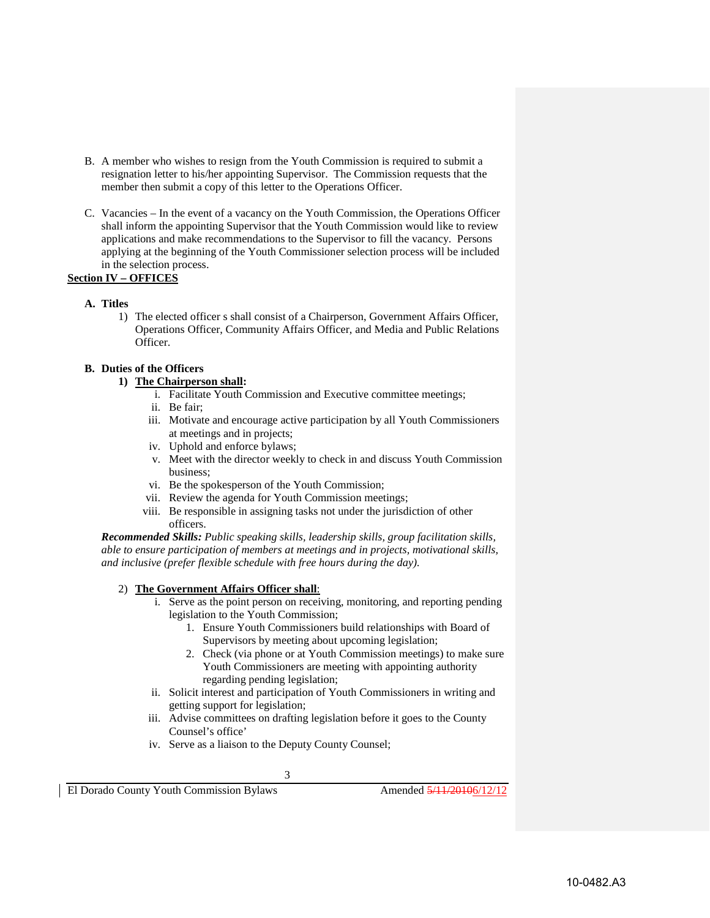B. A member who wishes to resign from the Youth Commission is required to submit a resignation letter to his/her appointing Supervisor. The Commission requests that the member then submit a copy of this letter to the Operations Officer.

C. Vacancies – In the event of a vacancy on the Youth Commission, the Operations Officer shall inform the appointing Supervisor that the Youth Commission would like to review applications and make recommendations to the Supervisor to fill the vacancy. Persons applying at the beginning of the Youth Commissioner selection process will be included in the selection process.

## Section IV – OFFICES

### A. Titles

1) The elected officer s shall consist of a Chairperson, Government Affairs Officer, Operations Officer, Community Affairs Officer, and Media and Public Relations Officer.

### B. Duties of the Officers

**1) The Chairperson shall:**

- i. Facilitate Youth Commission and Executive committee meetings;
- ii. Be fair;
- iii. Motivate and encourage active participation by all Youth Commissioners at meetings and in projects;
- iv. Uphold and enforce bylaws;
- v. Meet with the director weekly to check in and discuss Youth Commission business;
- vi. Be the spokesperson of the Youth Commission;
- vii. Review the agenda for Youth Commission meetings;
- viii. Be responsible in assigning tasks not under the jurisdiction of other officers.

***Recommended Skills:*** *Public speaking skills, leadership skills, group facilitation skills, able to ensure participation of members at meetings and in projects, motivational skills, and inclusive (prefer flexible schedule with free hours during the day).*

2) **The Government Affairs Officer shall**:

- i. Serve as the point person on receiving, monitoring, and reporting pending legislation to the Youth Commission;
    1. Ensure Youth Commissioners build relationships with Board of Supervisors by meeting about upcoming legislation;
    2. Check (via phone or at Youth Commission meetings) to make sure Youth Commissioners are meeting with appointing authority regarding pending legislation;
- ii. Solicit interest and participation of Youth Commissioners in writing and getting support for legislation;
- iii. Advise committees on drafting legislation before it goes to the County Counsel's office'
- iv. Serve as a liaison to the Deputy County Counsel;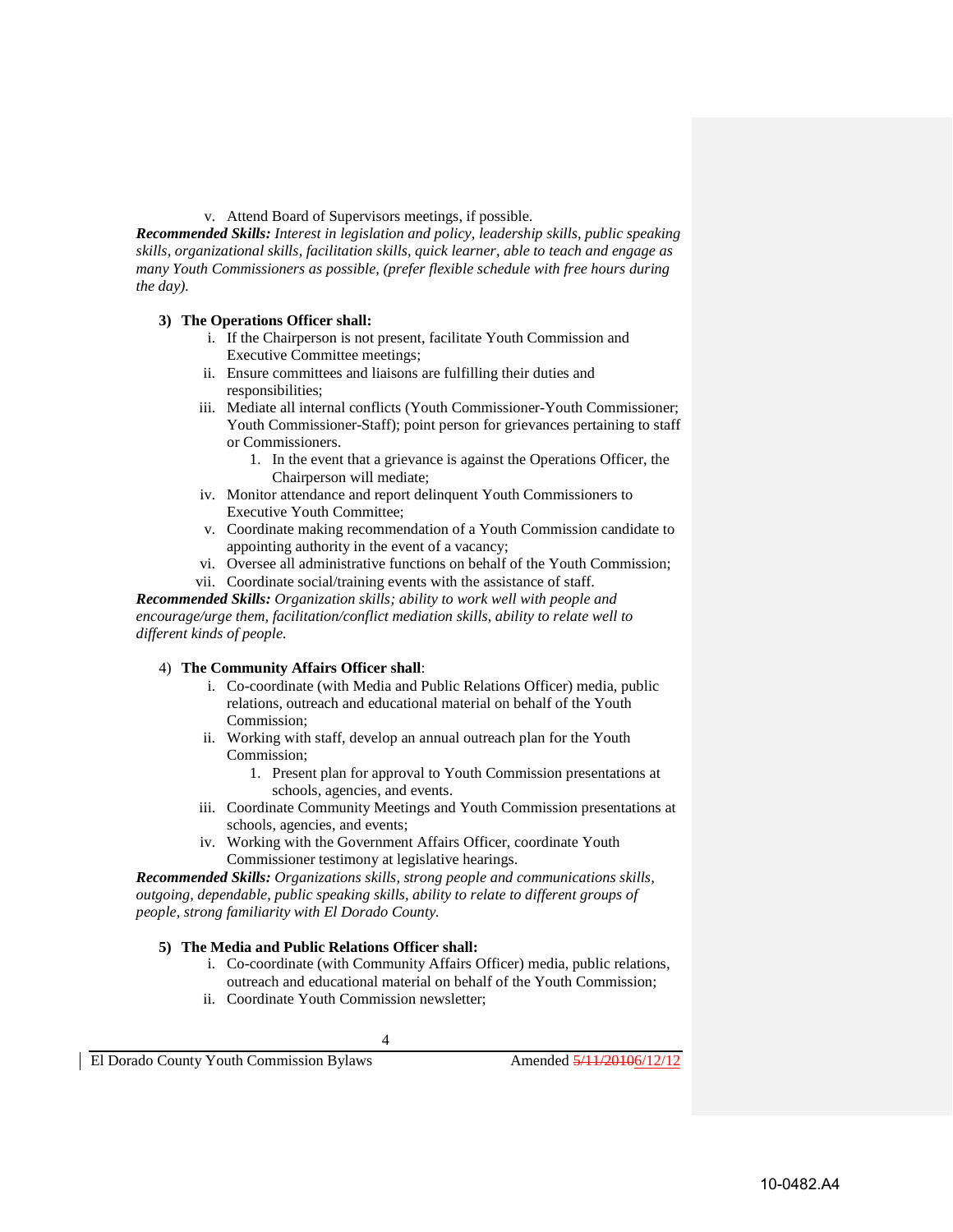v. Attend Board of Supervisors meetings, if possible.

***Recommended Skills:*** *Interest in legislation and policy, leadership skills, public speaking skills, organizational skills, facilitation skills, quick learner, able to teach and engage as many Youth Commissioners as possible, (prefer flexible schedule with free hours during the day).*

**3) The Operations Officer shall:**

i. If the Chairperson is not present, facilitate Youth Commission and Executive Committee meetings;

ii. Ensure committees and liaisons are fulfilling their duties and responsibilities;

iii. Mediate all internal conflicts (Youth Commissioner-Youth Commissioner; Youth Commissioner-Staff); point person for grievances pertaining to staff or Commissioners.

 1. In the event that a grievance is against the Operations Officer, the Chairperson will mediate;

iv. Monitor attendance and report delinquent Youth Commissioners to Executive Youth Committee;

v. Coordinate making recommendation of a Youth Commission candidate to appointing authority in the event of a vacancy;

vi. Oversee all administrative functions on behalf of the Youth Commission;

vii. Coordinate social/training events with the assistance of staff.

***Recommended Skills:*** *Organization skills; ability to work well with people and encourage/urge them, facilitation/conflict mediation skills, ability to relate well to different kinds of people.*

4) **The Community Affairs Officer shall**:

i. Co-coordinate (with Media and Public Relations Officer) media, public relations, outreach and educational material on behalf of the Youth Commission;

ii. Working with staff, develop an annual outreach plan for the Youth Commission;

 1. Present plan for approval to Youth Commission presentations at schools, agencies, and events.

iii. Coordinate Community Meetings and Youth Commission presentations at schools, agencies, and events;

iv. Working with the Government Affairs Officer, coordinate Youth Commissioner testimony at legislative hearings.

***Recommended Skills:*** *Organizations skills, strong people and communications skills, outgoing, dependable, public speaking skills, ability to relate to different groups of people, strong familiarity with El Dorado County.*

**5) The Media and Public Relations Officer shall:**

i. Co-coordinate (with Community Affairs Officer) media, public relations, outreach and educational material on behalf of the Youth Commission;

ii. Coordinate Youth Commission newsletter;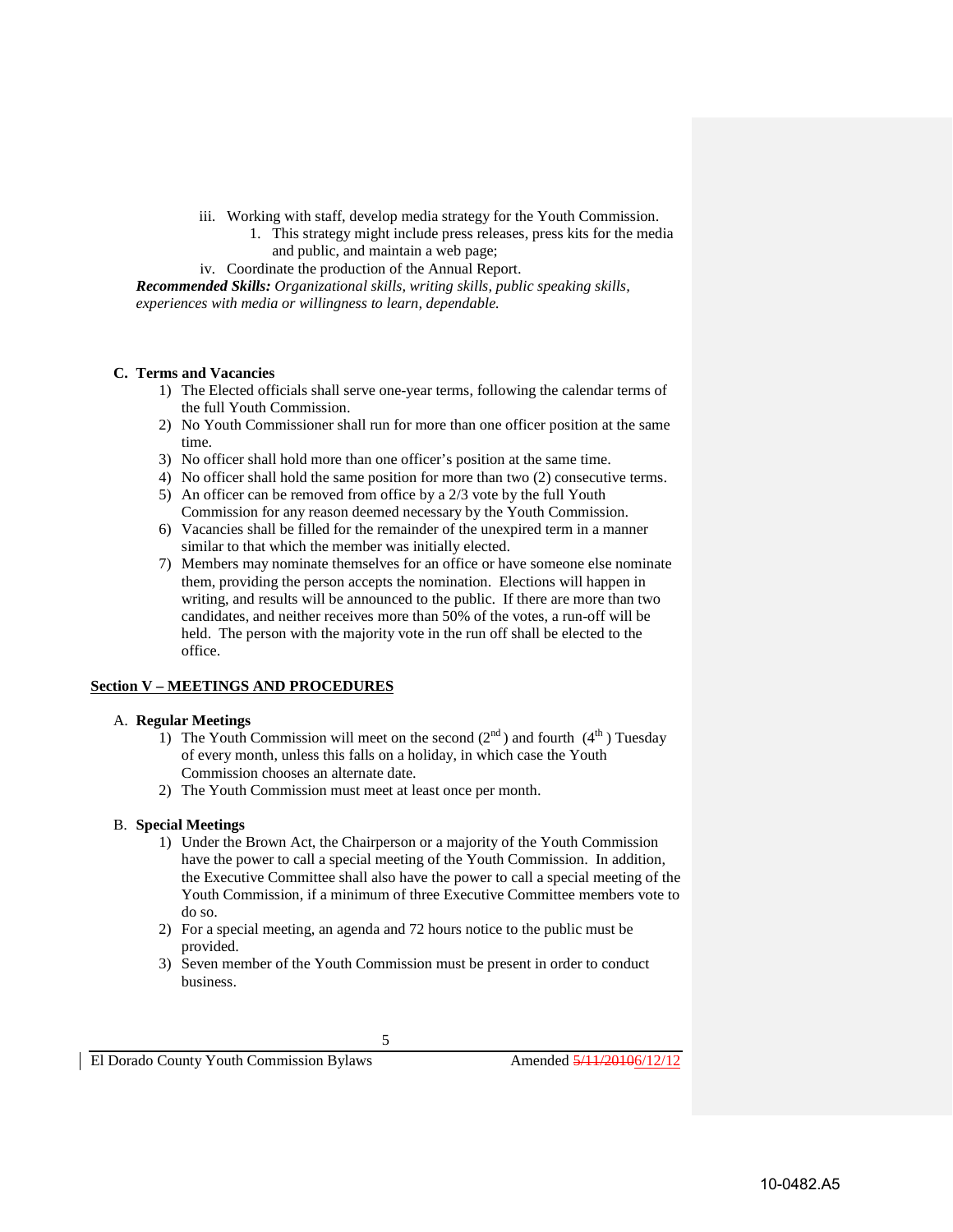iii. Working with staff, develop media strategy for the Youth Commission.
    1. This strategy might include press releases, press kits for the media and public, and maintain a web page;

iv. Coordinate the production of the Annual Report.

***Recommended Skills:*** *Organizational skills, writing skills, public speaking skills, experiences with media or willingness to learn, dependable.*

**C. Terms and Vacancies**

1) The Elected officials shall serve one-year terms, following the calendar terms of the full Youth Commission.
2) No Youth Commissioner shall run for more than one officer position at the same time.
3) No officer shall hold more than one officer's position at the same time.
4) No officer shall hold the same position for more than two (2) consecutive terms.
5) An officer can be removed from office by a 2/3 vote by the full Youth Commission for any reason deemed necessary by the Youth Commission.
6) Vacancies shall be filled for the remainder of the unexpired term in a manner similar to that which the member was initially elected.
7) Members may nominate themselves for an office or have someone else nominate them, providing the person accepts the nomination. Elections will happen in writing, and results will be announced to the public. If there are more than two candidates, and neither receives more than 50% of the votes, a run-off will be held. The person with the majority vote in the run off shall be elected to the office.

## Section V – MEETINGS AND PROCEDURES

A. **Regular Meetings**

1) The Youth Commission will meet on the second (2nd) and fourth (4th) Tuesday of every month, unless this falls on a holiday, in which case the Youth Commission chooses an alternate date.
2) The Youth Commission must meet at least once per month.

B. **Special Meetings**

1) Under the Brown Act, the Chairperson or a majority of the Youth Commission have the power to call a special meeting of the Youth Commission. In addition, the Executive Committee shall also have the power to call a special meeting of the Youth Commission, if a minimum of three Executive Committee members vote to do so.
2) For a special meeting, an agenda and 72 hours notice to the public must be provided.
3) Seven member of the Youth Commission must be present in order to conduct business.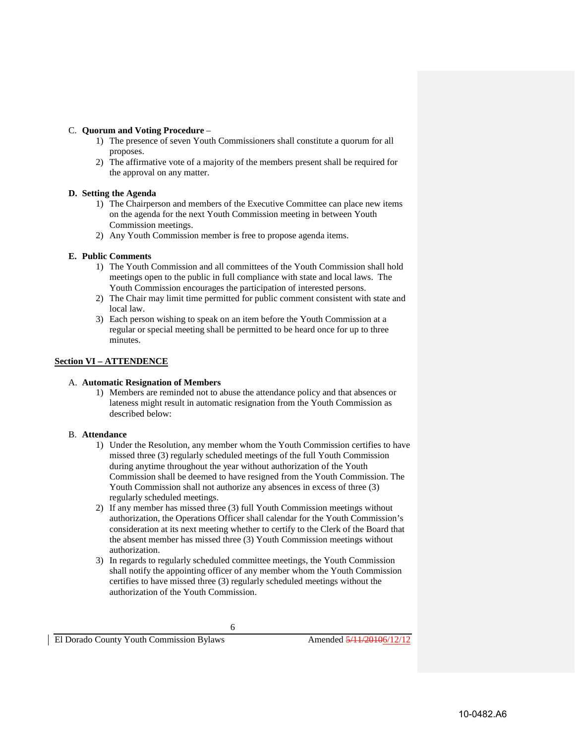C. **Quorum and Voting Procedure** –

1) The presence of seven Youth Commissioners shall constitute a quorum for all proposes.
2) The affirmative vote of a majority of the members present shall be required for the approval on any matter.

**D. Setting the Agenda**

1) The Chairperson and members of the Executive Committee can place new items on the agenda for the next Youth Commission meeting in between Youth Commission meetings.
2) Any Youth Commission member is free to propose agenda items.

**E. Public Comments**

1) The Youth Commission and all committees of the Youth Commission shall hold meetings open to the public in full compliance with state and local laws. The Youth Commission encourages the participation of interested persons.
2) The Chair may limit time permitted for public comment consistent with state and local law.
3) Each person wishing to speak on an item before the Youth Commission at a regular or special meeting shall be permitted to be heard once for up to three minutes.

## Section VI – ATTENDENCE

A. **Automatic Resignation of Members**

1) Members are reminded not to abuse the attendance policy and that absences or lateness might result in automatic resignation from the Youth Commission as described below:

B. **Attendance**

1) Under the Resolution, any member whom the Youth Commission certifies to have missed three (3) regularly scheduled meetings of the full Youth Commission during anytime throughout the year without authorization of the Youth Commission shall be deemed to have resigned from the Youth Commission. The Youth Commission shall not authorize any absences in excess of three (3) regularly scheduled meetings.
2) If any member has missed three (3) full Youth Commission meetings without authorization, the Operations Officer shall calendar for the Youth Commission's consideration at its next meeting whether to certify to the Clerk of the Board that the absent member has missed three (3) Youth Commission meetings without authorization.
3) In regards to regularly scheduled committee meetings, the Youth Commission shall notify the appointing officer of any member whom the Youth Commission certifies to have missed three (3) regularly scheduled meetings without the authorization of the Youth Commission.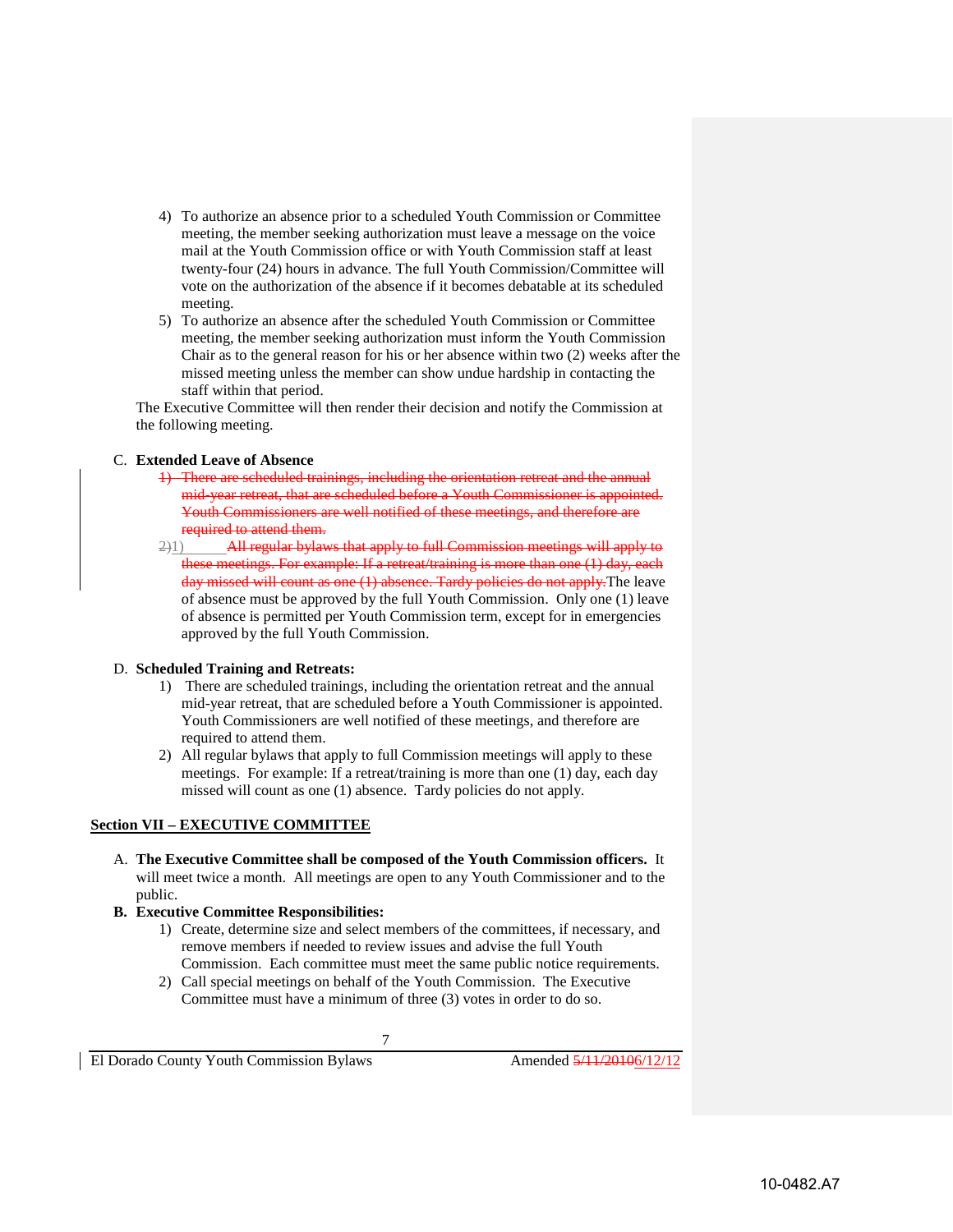4) To authorize an absence prior to a scheduled Youth Commission or Committee meeting, the member seeking authorization must leave a message on the voice mail at the Youth Commission office or with Youth Commission staff at least twenty-four (24) hours in advance. The full Youth Commission/Committee will vote on the authorization of the absence if it becomes debatable at its scheduled meeting.
5) To authorize an absence after the scheduled Youth Commission or Committee meeting, the member seeking authorization must inform the Youth Commission Chair as to the general reason for his or her absence within two (2) weeks after the missed meeting unless the member can show undue hardship in contacting the staff within that period.

The Executive Committee will then render their decision and notify the Commission at the following meeting.

C. **Extended Leave of Absence**

~~1) There are scheduled trainings, including the orientation retreat and the annual mid-year retreat, that are scheduled before a Youth Commissioner is appointed. Youth Commissioners are well notified of these meetings, and therefore are required to attend them.~~

~~2)~~1) ~~All regular bylaws that apply to full Commission meetings will apply to these meetings. For example: If a retreat/training is more than one (1) day, each day missed will count as one (1) absence. Tardy policies do not apply.~~The leave of absence must be approved by the full Youth Commission. Only one (1) leave of absence is permitted per Youth Commission term, except for in emergencies approved by the full Youth Commission.

D. **Scheduled Training and Retreats:**

1) There are scheduled trainings, including the orientation retreat and the annual mid-year retreat, that are scheduled before a Youth Commissioner is appointed. Youth Commissioners are well notified of these meetings, and therefore are required to attend them.
2) All regular bylaws that apply to full Commission meetings will apply to these meetings. For example: If a retreat/training is more than one (1) day, each day missed will count as one (1) absence. Tardy policies do not apply.

## Section VII – EXECUTIVE COMMITTEE

A. **The Executive Committee shall be composed of the Youth Commission officers.** It will meet twice a month. All meetings are open to any Youth Commissioner and to the public.

**B. Executive Committee Responsibilities:**

1) Create, determine size and select members of the committees, if necessary, and remove members if needed to review issues and advise the full Youth Commission. Each committee must meet the same public notice requirements.
2) Call special meetings on behalf of the Youth Commission. The Executive Committee must have a minimum of three (3) votes in order to do so.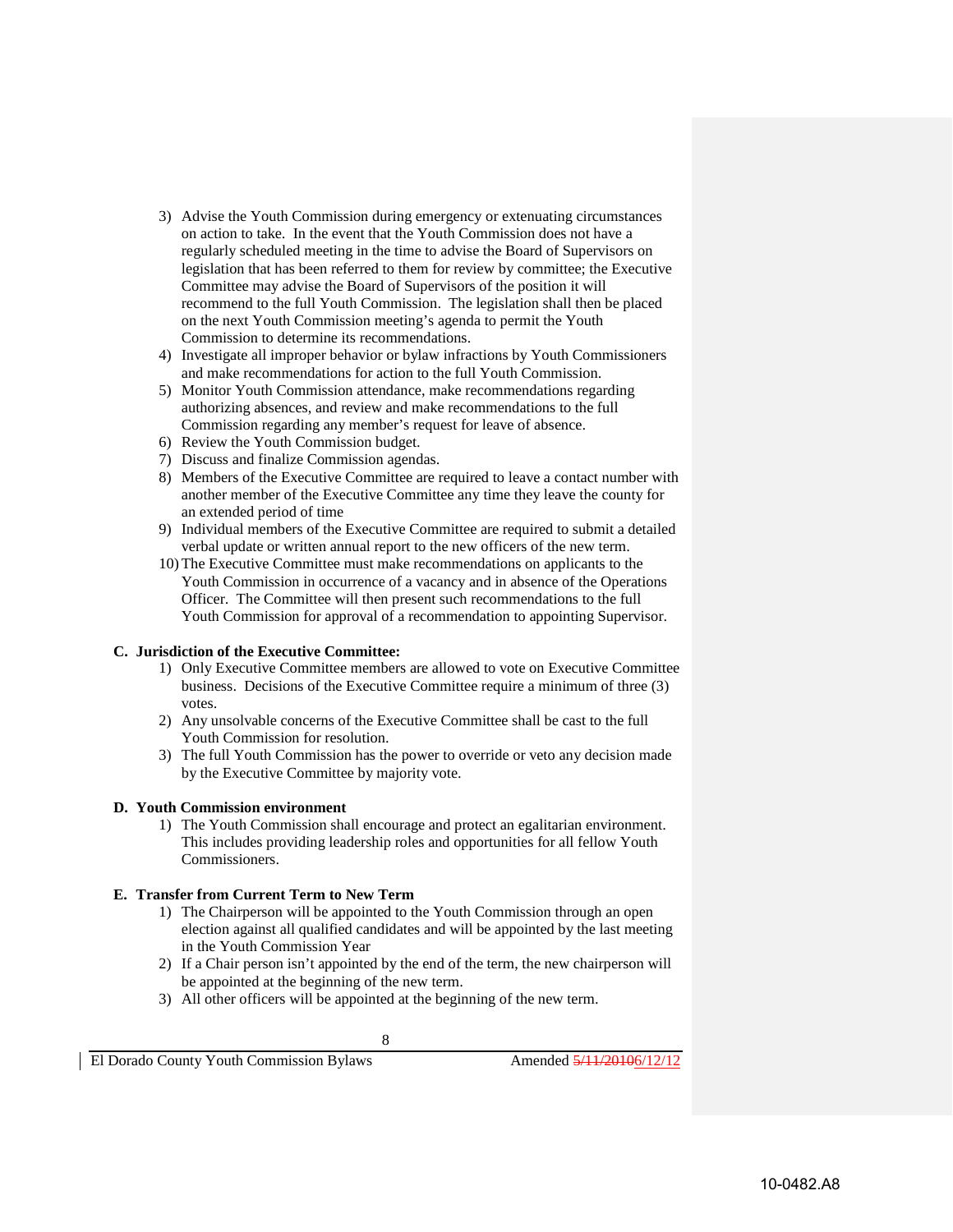3) Advise the Youth Commission during emergency or extenuating circumstances on action to take. In the event that the Youth Commission does not have a regularly scheduled meeting in the time to advise the Board of Supervisors on legislation that has been referred to them for review by committee; the Executive Committee may advise the Board of Supervisors of the position it will recommend to the full Youth Commission. The legislation shall then be placed on the next Youth Commission meeting's agenda to permit the Youth Commission to determine its recommendations.
4) Investigate all improper behavior or bylaw infractions by Youth Commissioners and make recommendations for action to the full Youth Commission.
5) Monitor Youth Commission attendance, make recommendations regarding authorizing absences, and review and make recommendations to the full Commission regarding any member's request for leave of absence.
6) Review the Youth Commission budget.
7) Discuss and finalize Commission agendas.
8) Members of the Executive Committee are required to leave a contact number with another member of the Executive Committee any time they leave the county for an extended period of time
9) Individual members of the Executive Committee are required to submit a detailed verbal update or written annual report to the new officers of the new term.
10) The Executive Committee must make recommendations on applicants to the Youth Commission in occurrence of a vacancy and in absence of the Operations Officer. The Committee will then present such recommendations to the full Youth Commission for approval of a recommendation to appointing Supervisor.

**C. Jurisdiction of the Executive Committee:**

1) Only Executive Committee members are allowed to vote on Executive Committee business. Decisions of the Executive Committee require a minimum of three (3) votes.
2) Any unsolvable concerns of the Executive Committee shall be cast to the full Youth Commission for resolution.
3) The full Youth Commission has the power to override or veto any decision made by the Executive Committee by majority vote.

**D. Youth Commission environment**

1) The Youth Commission shall encourage and protect an egalitarian environment. This includes providing leadership roles and opportunities for all fellow Youth Commissioners.

**E. Transfer from Current Term to New Term**

1) The Chairperson will be appointed to the Youth Commission through an open election against all qualified candidates and will be appointed by the last meeting in the Youth Commission Year
2) If a Chair person isn't appointed by the end of the term, the new chairperson will be appointed at the beginning of the new term.
3) All other officers will be appointed at the beginning of the new term.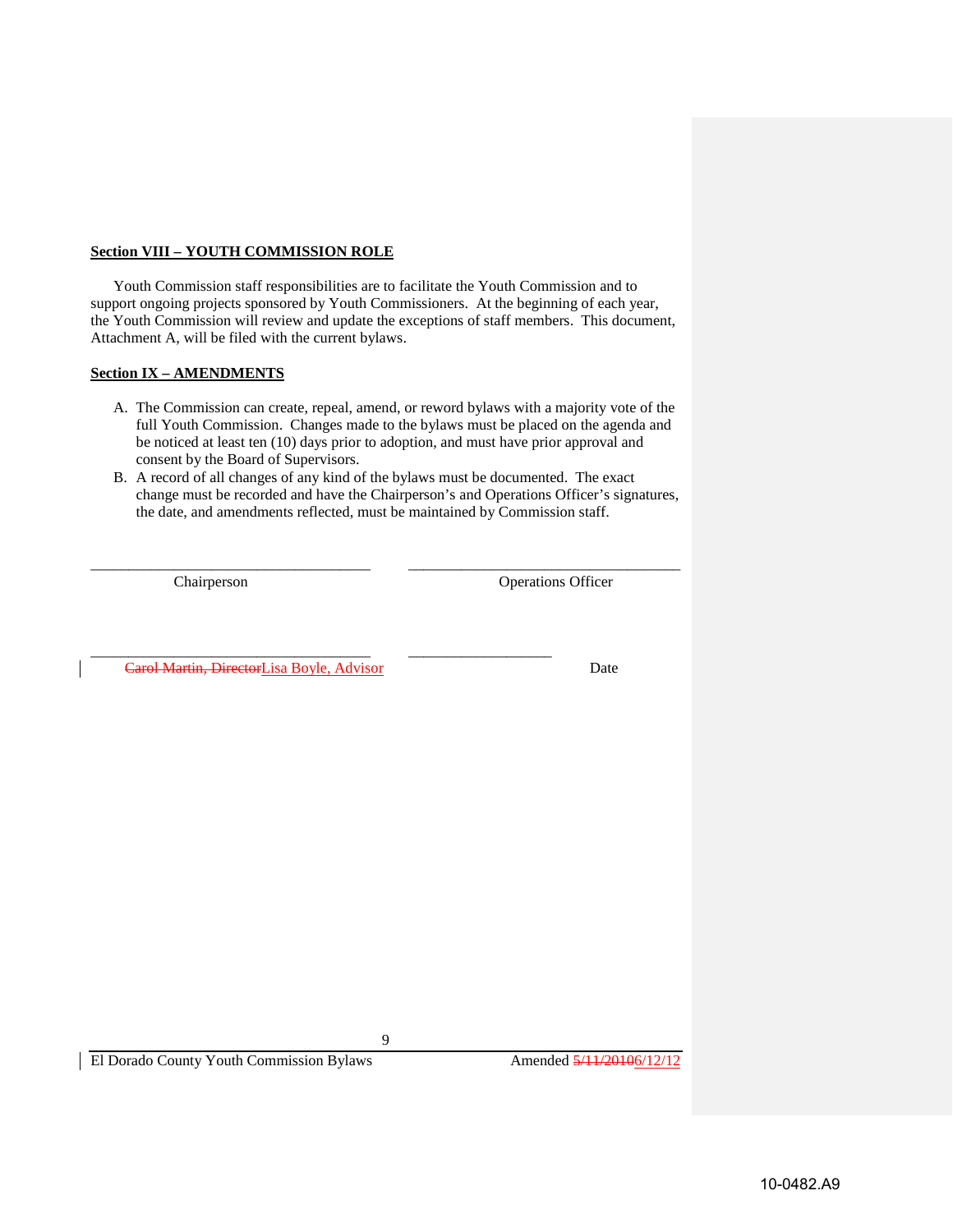**Section VIII – YOUTH COMMISSION ROLE**

Youth Commission staff responsibilities are to facilitate the Youth Commission and to support ongoing projects sponsored by Youth Commissioners. At the beginning of each year, the Youth Commission will review and update the exceptions of staff members. This document, Attachment A, will be filed with the current bylaws.

**Section IX – AMENDMENTS**

A. The Commission can create, repeal, amend, or reword bylaws with a majority vote of the full Youth Commission. Changes made to the bylaws must be placed on the agenda and be noticed at least ten (10) days prior to adoption, and must have prior approval and consent by the Board of Supervisors.
B. A record of all changes of any kind of the bylaws must be documented. The exact change must be recorded and have the Chairperson's and Operations Officer's signatures, the date, and amendments reflected, must be maintained by Commission staff.

\_\_\_\_\_\_\_\_\_\_\_\_\_\_\_\_\_\_\_\_\_\_\_\_\_\_\_\_\_\_\_\_\_\_\_ \_\_\_\_\_\_\_\_\_\_\_\_\_\_\_\_\_\_\_\_\_\_\_\_\_\_\_\_\_\_\_\_\_\_\_
Chairperson Operations Officer

\_\_\_\_\_\_\_\_\_\_\_\_\_\_\_\_\_\_\_\_\_\_\_\_\_\_\_\_\_\_\_\_\_\_\_ \_\_\_\_\_\_\_\_\_\_\_\_\_\_\_\_\_\_
~~Carol Martin, Director~~Lisa Boyle, Advisor Date

El Dorado County Youth Commission Bylaws Amended ~~5/11/2010~~6/12/12

10-0482.A9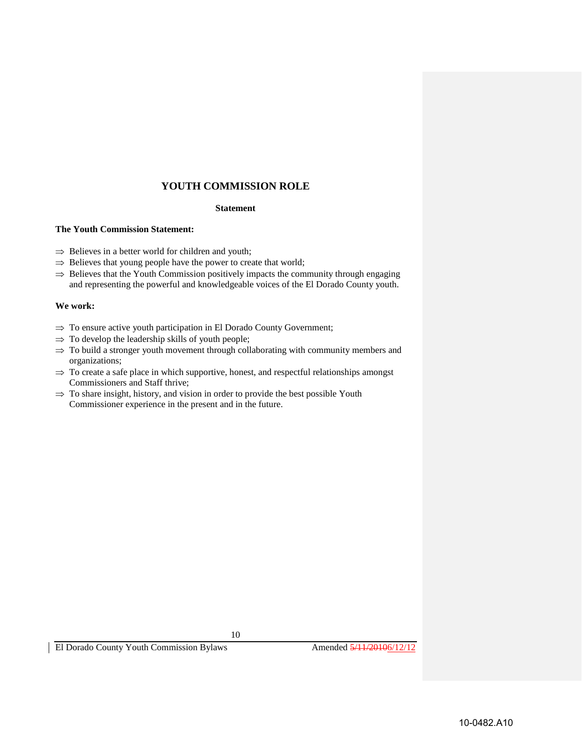## YOUTH COMMISSION ROLE

### Statement

**The Youth Commission Statement:**

- ⇒ Believes in a better world for children and youth;
- ⇒ Believes that young people have the power to create that world;
- ⇒ Believes that the Youth Commission positively impacts the community through engaging and representing the powerful and knowledgeable voices of the El Dorado County youth.

**We work:**

- ⇒ To ensure active youth participation in El Dorado County Government;
- ⇒ To develop the leadership skills of youth people;
- ⇒ To build a stronger youth movement through collaborating with community members and organizations;
- ⇒ To create a safe place in which supportive, honest, and respectful relationships amongst Commissioners and Staff thrive;
- ⇒ To share insight, history, and vision in order to provide the best possible Youth Commissioner experience in the present and in the future.